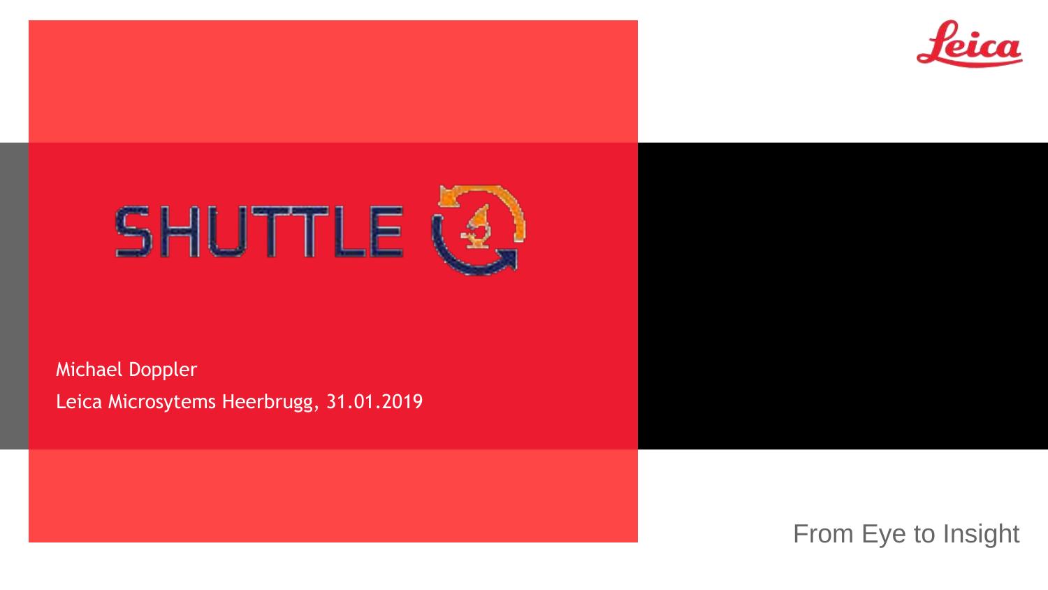# SHUTTLE

Michael Doppler

Leica Microsytems Heerbrugg, 31.01.2019

From Eye to Insight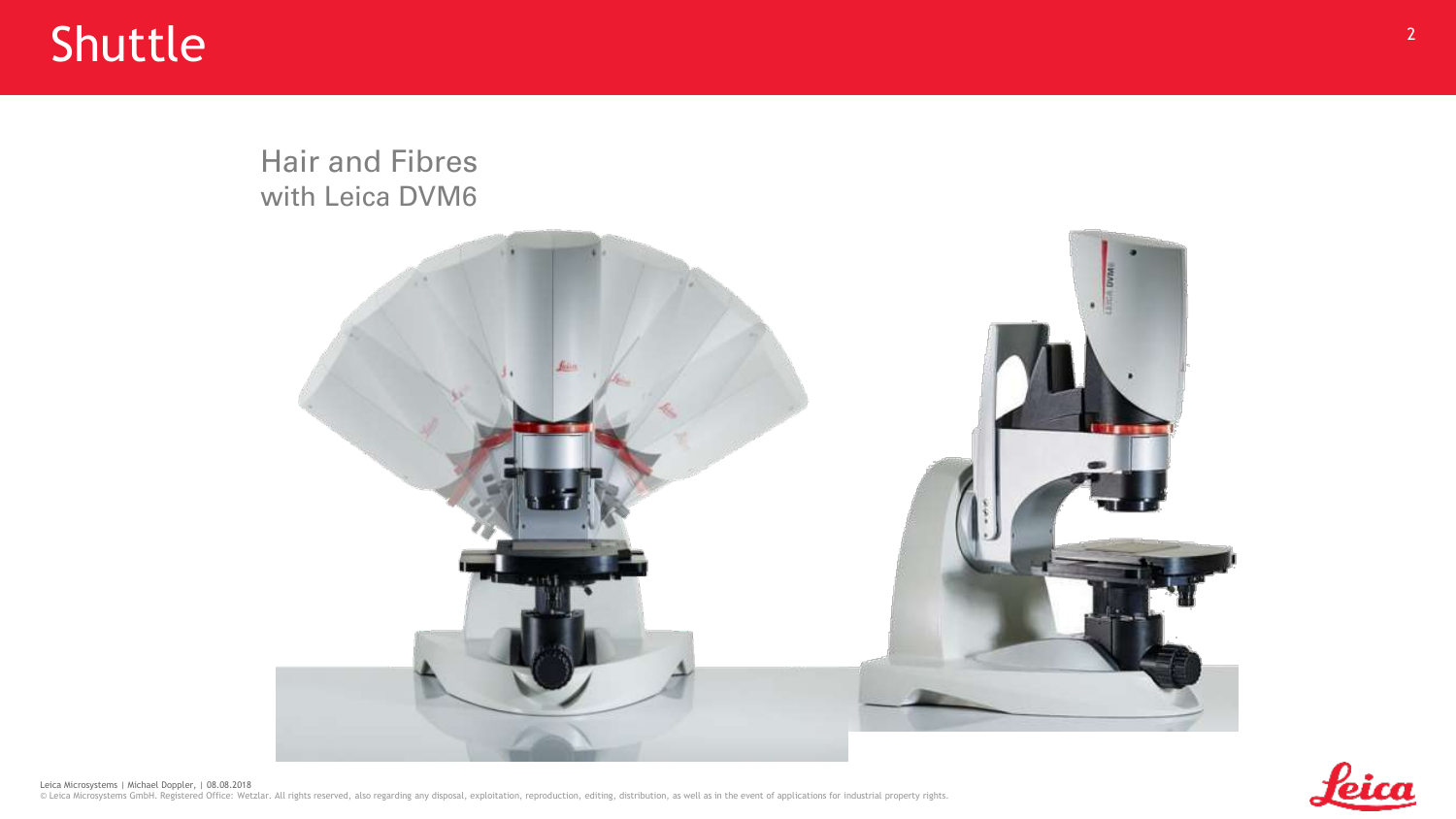# Shuttle

## Hair and Fibres
with Leica DVM6

Leica Microsystems | Michael Doppler, | 08.08.2018
© Leica Microsystems GmbH. Registered Office: Wetzlar. All rights reserved, also regarding any disposal, exploitation, reproduction, editing, distribution, as well as in the event of applications for industrial property rights.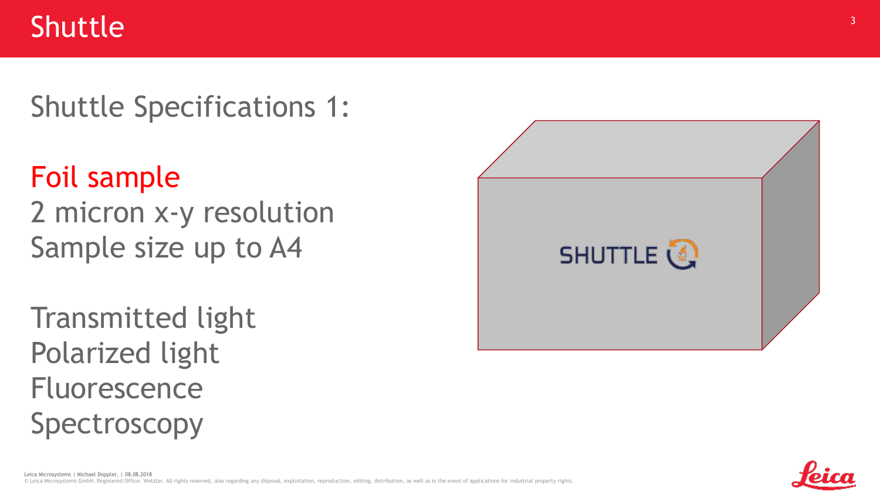# Shuttle

## Shuttle Specifications 1:

Foil sample
2 micron x-y resolution
Sample size up to A4

Transmitted light
Polarized light
Fluorescence
Spectroscopy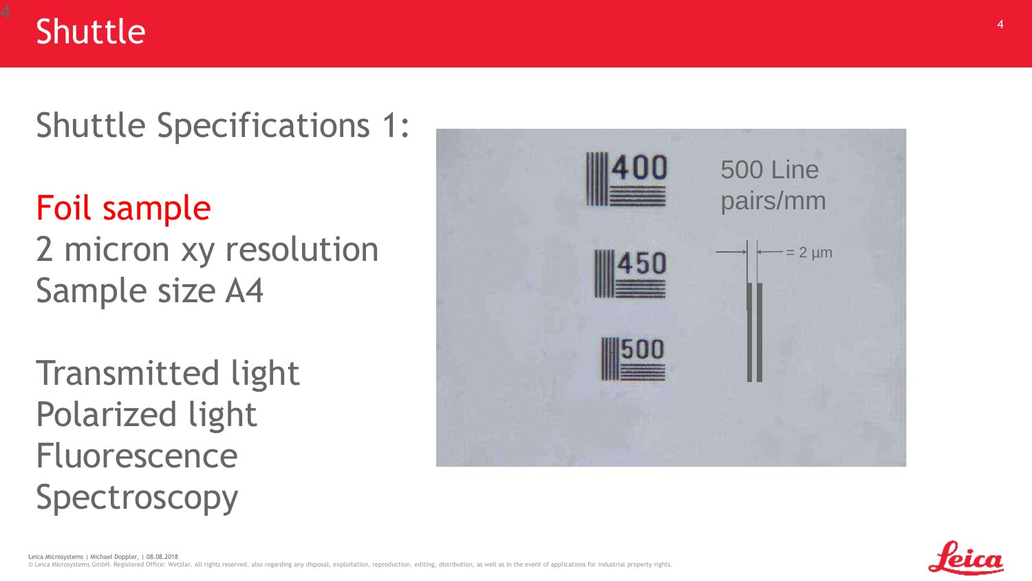# Shuttle

## Shuttle Specifications 1:

Foil sample
2 micron xy resolution
Sample size A4

Transmitted light
Polarized light
Fluorescence
Spectroscopy

400

450

500

500 Line pairs/mm

= 2 µm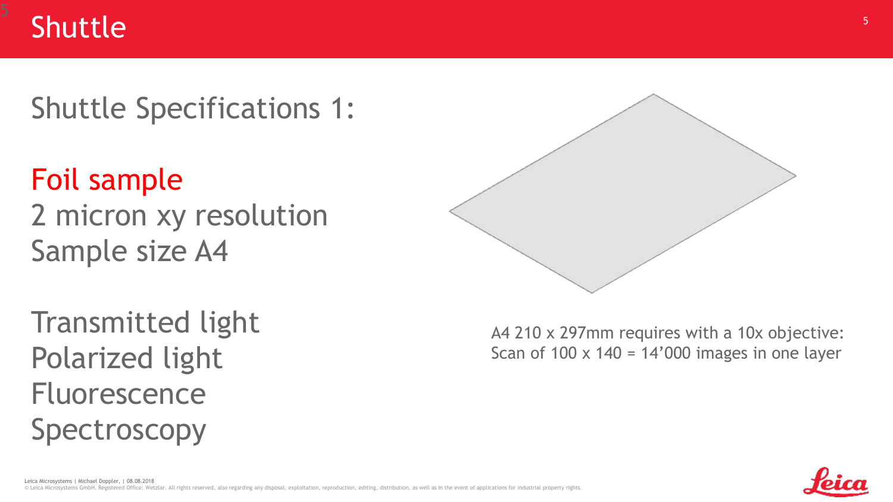# Shuttle

## Shuttle Specifications 1:

Foil sample
2 micron xy resolution
Sample size A4

Transmitted light
Polarized light
Fluorescence
Spectroscopy

A4 210 x 297mm requires with a 10x objective:
Scan of 100 x 140 = 14’000 images in one layer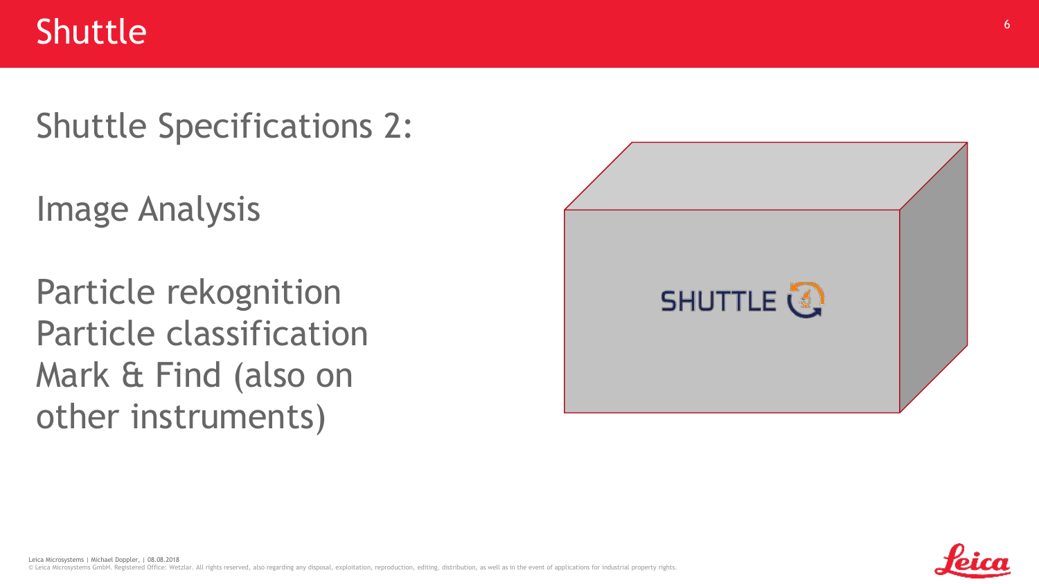# Shuttle

## Shuttle Specifications 2:

Image Analysis

Particle rekognition
Particle classification
Mark & Find (also on other instruments)

SHUTTLE

Leica Microsystems | Michael Doppler, | 08.08.2018
© Leica Microsystems GmbH. Registered Office: Wetzlar. All rights reserved, also regarding any disposal, exploitation, reproduction, editing, distribution, as well as in the event of applications for industrial property rights.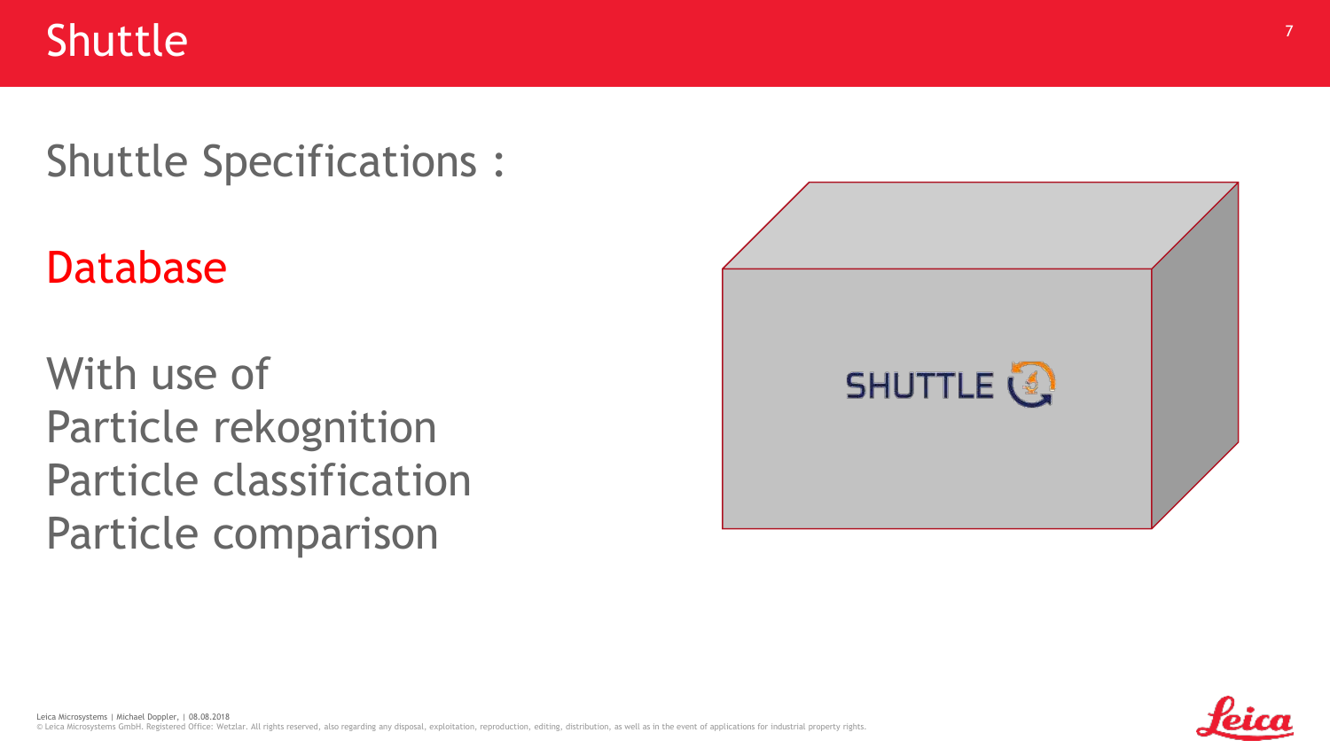# Shuttle

## Shuttle Specifications :

Database

With use of
Particle rekognition
Particle classification
Particle comparison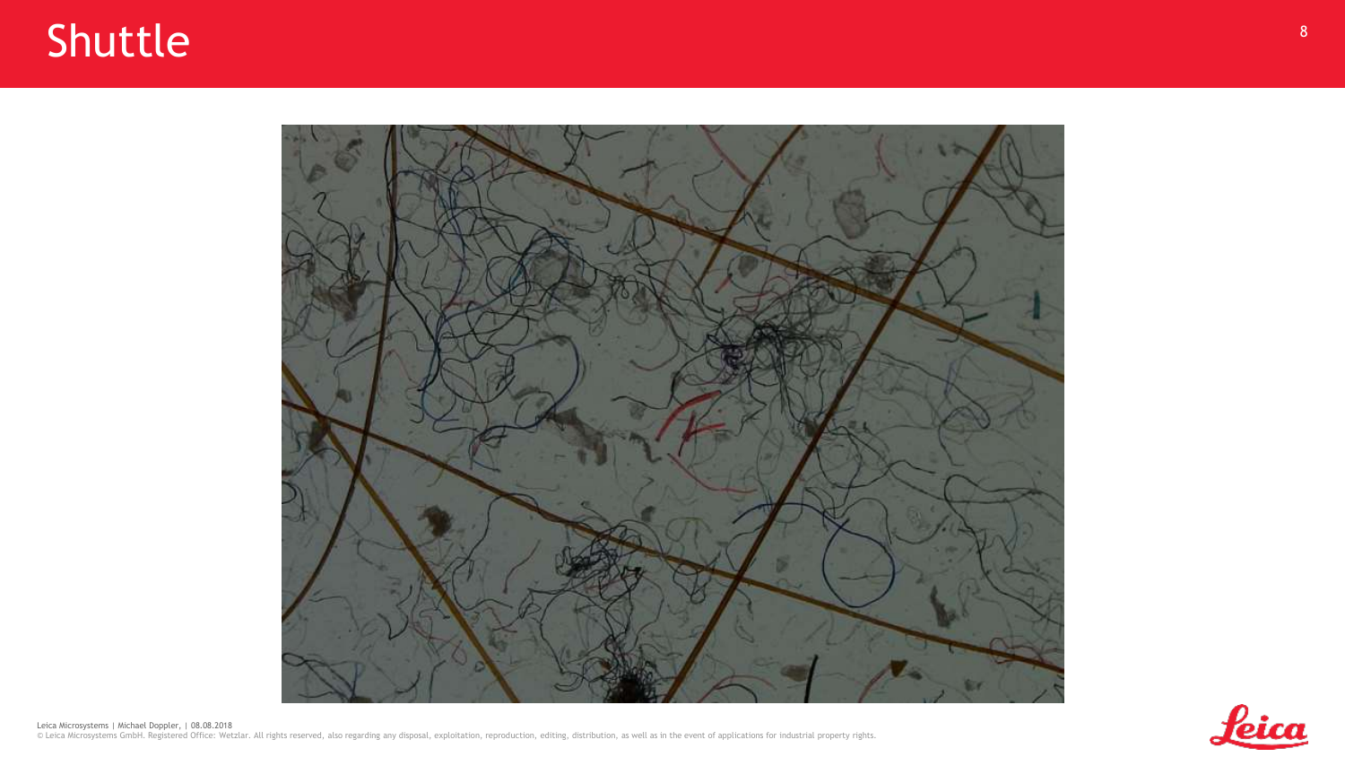# Shuttle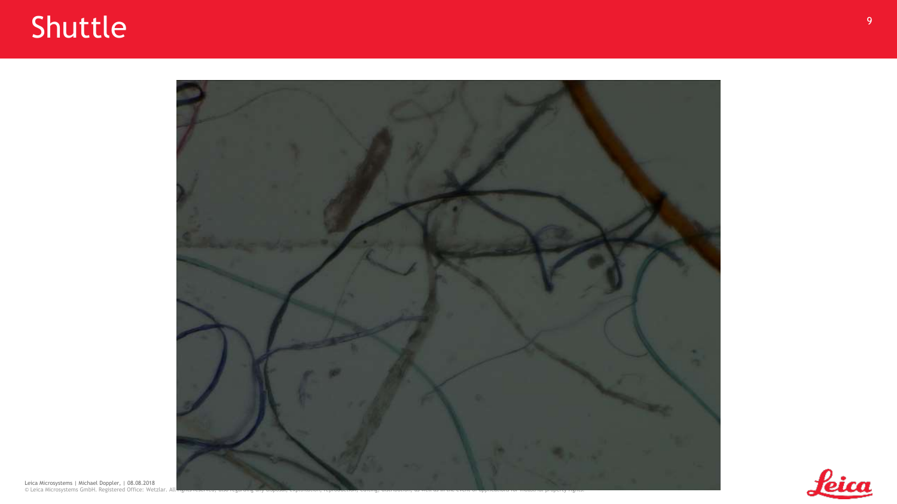# Shuttle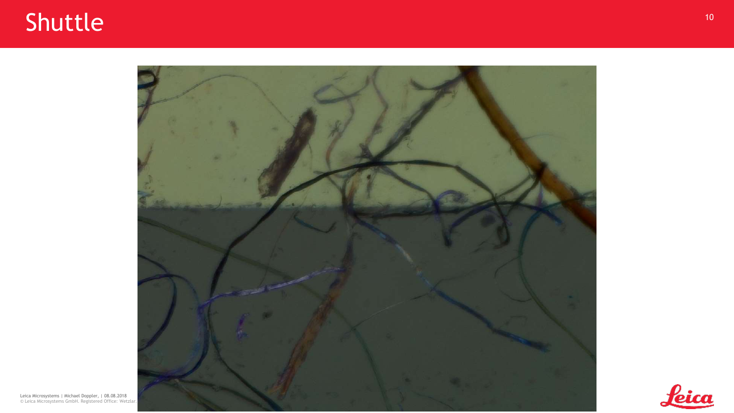# Shuttle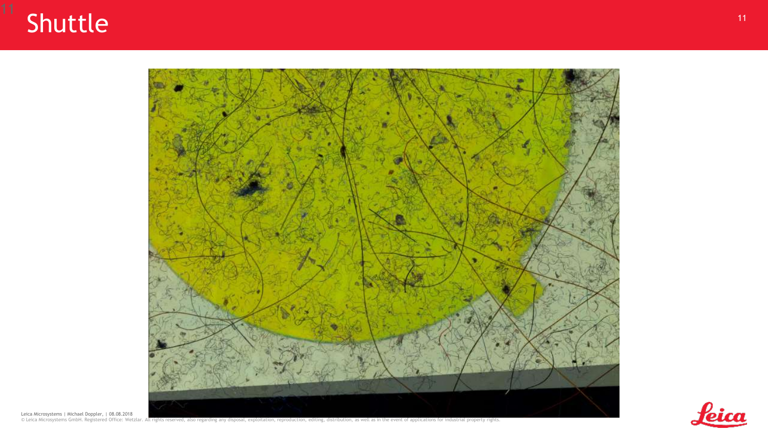# Shuttle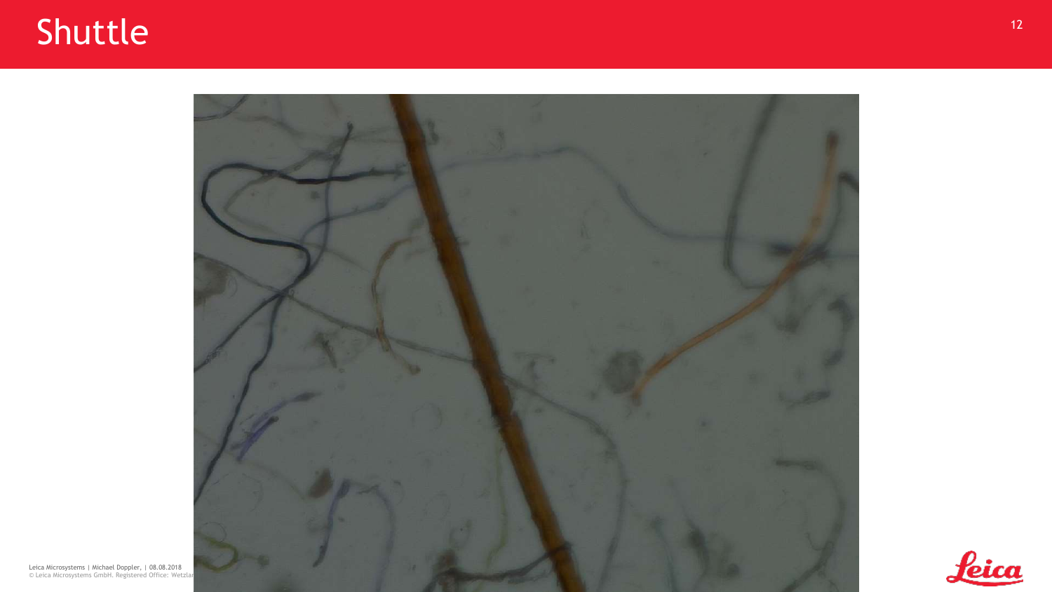# Shuttle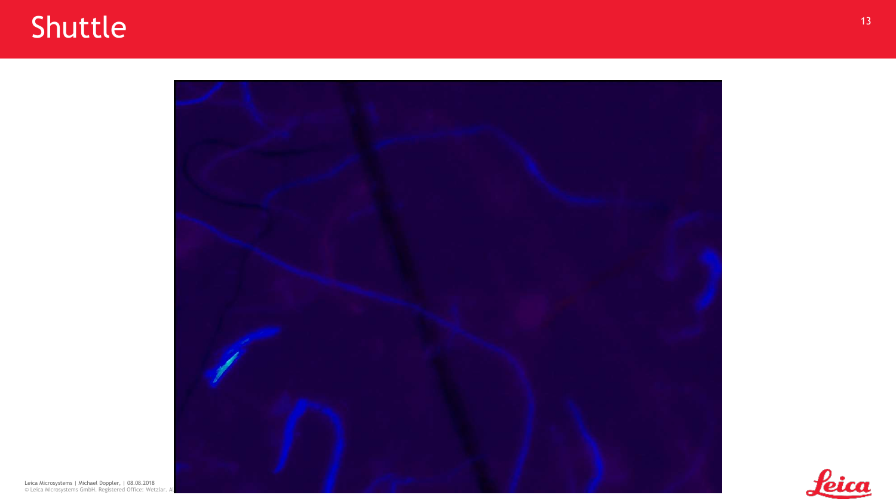# Shuttle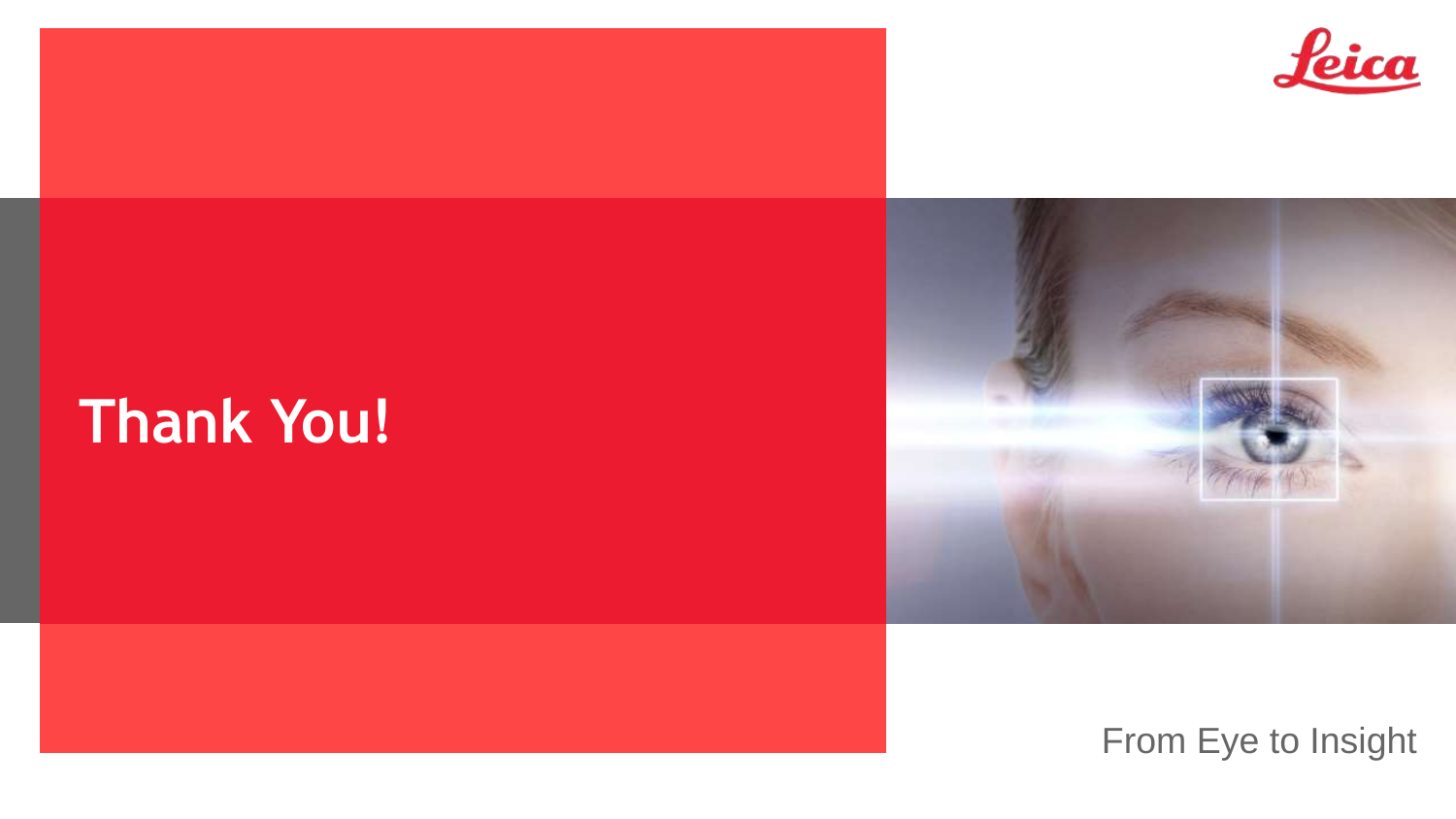# Thank You!

From Eye to Insight